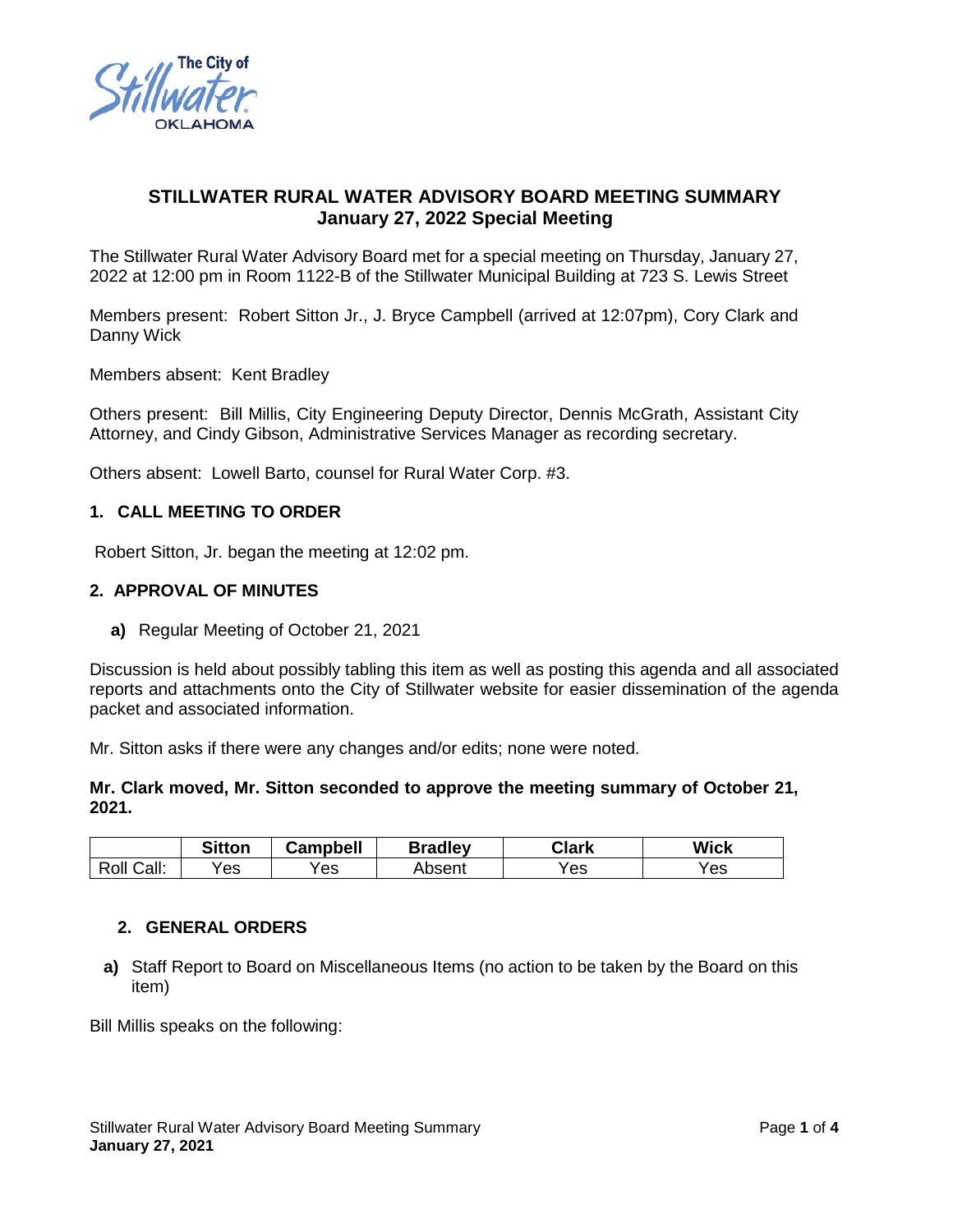## STILLWATER RURAL WATER ADVISORY BOARD MEETING SUMMARY
## January 27, 2022 Special Meeting

The Stillwater Rural Water Advisory Board met for a special meeting on Thursday, January 27, 2022 at 12:00 pm in Room 1122-B of the Stillwater Municipal Building at 723 S. Lewis Street

Members present: Robert Sitton Jr., J. Bryce Campbell (arrived at 12:07pm), Cory Clark and Danny Wick

Members absent: Kent Bradley

Others present: Bill Millis, City Engineering Deputy Director, Dennis McGrath, Assistant City Attorney, and Cindy Gibson, Administrative Services Manager as recording secretary.

Others absent: Lowell Barto, counsel for Rural Water Corp. #3.

### 1. CALL MEETING TO ORDER

Robert Sitton, Jr. began the meeting at 12:02 pm.

### 2. APPROVAL OF MINUTES

**a)** Regular Meeting of October 21, 2021

Discussion is held about possibly tabling this item as well as posting this agenda and all associated reports and attachments onto the City of Stillwater website for easier dissemination of the agenda packet and associated information.

Mr. Sitton asks if there were any changes and/or edits; none were noted.

**Mr. Clark moved, Mr. Sitton seconded to approve the meeting summary of October 21, 2021.**

| | Sitton | Campbell | Bradley | Clark | Wick |
|---|---|---|---|---|---|
| Roll Call: | Yes | Yes | Absent | Yes | Yes |

### 2. GENERAL ORDERS

**a)** Staff Report to Board on Miscellaneous Items (no action to be taken by the Board on this item)

Bill Millis speaks on the following: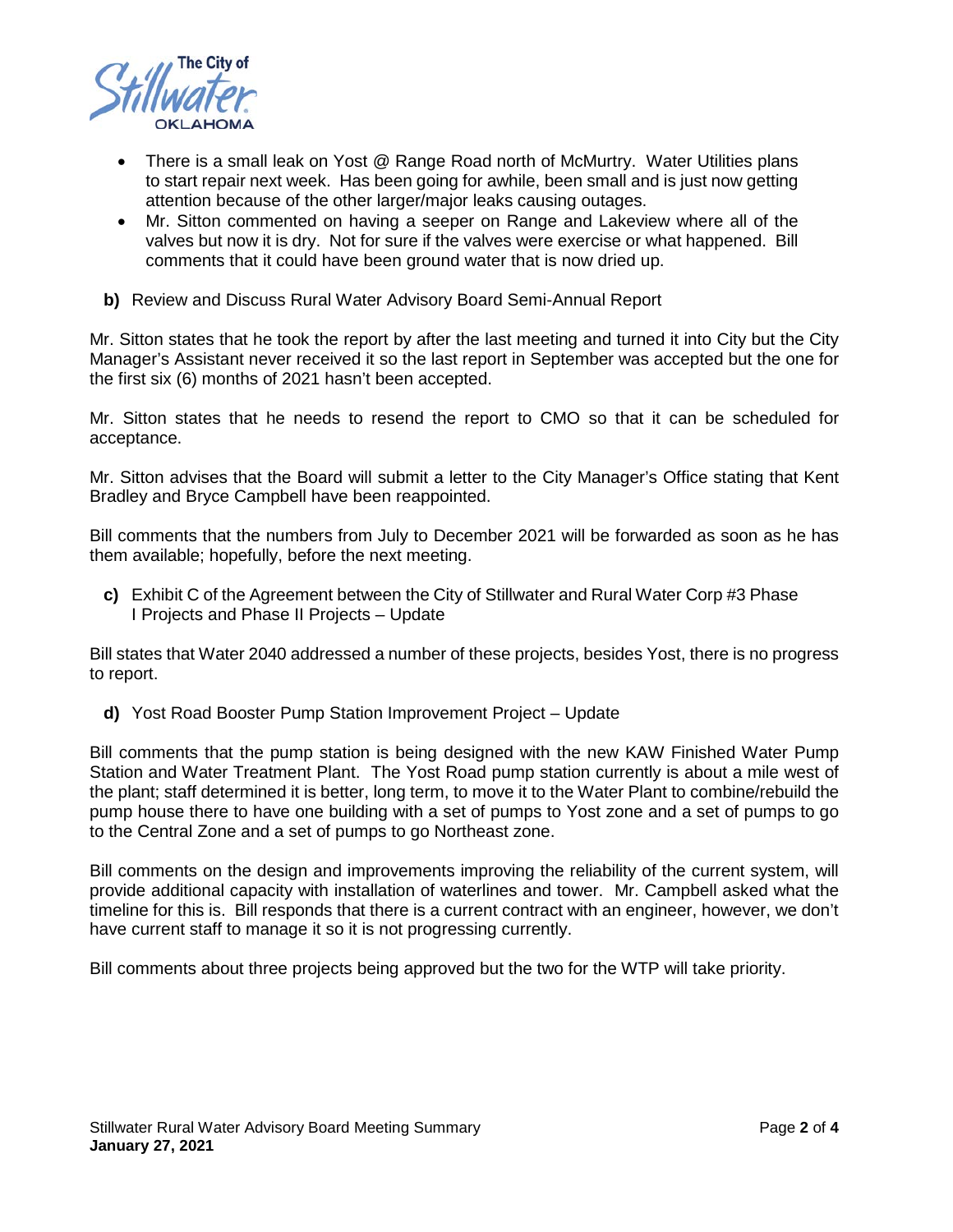- There is a small leak on Yost @ Range Road north of McMurtry. Water Utilities plans to start repair next week. Has been going for awhile, been small and is just now getting attention because of the other larger/major leaks causing outages.
- Mr. Sitton commented on having a seeper on Range and Lakeview where all of the valves but now it is dry. Not for sure if the valves were exercise or what happened. Bill comments that it could have been ground water that is now dried up.

**b)** Review and Discuss Rural Water Advisory Board Semi-Annual Report

Mr. Sitton states that he took the report by after the last meeting and turned it into City but the City Manager's Assistant never received it so the last report in September was accepted but the one for the first six (6) months of 2021 hasn't been accepted.

Mr. Sitton states that he needs to resend the report to CMO so that it can be scheduled for acceptance.

Mr. Sitton advises that the Board will submit a letter to the City Manager's Office stating that Kent Bradley and Bryce Campbell have been reappointed.

Bill comments that the numbers from July to December 2021 will be forwarded as soon as he has them available; hopefully, before the next meeting.

**c)** Exhibit C of the Agreement between the City of Stillwater and Rural Water Corp #3 Phase I Projects and Phase II Projects – Update

Bill states that Water 2040 addressed a number of these projects, besides Yost, there is no progress to report.

**d)** Yost Road Booster Pump Station Improvement Project – Update

Bill comments that the pump station is being designed with the new KAW Finished Water Pump Station and Water Treatment Plant. The Yost Road pump station currently is about a mile west of the plant; staff determined it is better, long term, to move it to the Water Plant to combine/rebuild the pump house there to have one building with a set of pumps to Yost zone and a set of pumps to go to the Central Zone and a set of pumps to go Northeast zone.

Bill comments on the design and improvements improving the reliability of the current system, will provide additional capacity with installation of waterlines and tower. Mr. Campbell asked what the timeline for this is. Bill responds that there is a current contract with an engineer, however, we don't have current staff to manage it so it is not progressing currently.

Bill comments about three projects being approved but the two for the WTP will take priority.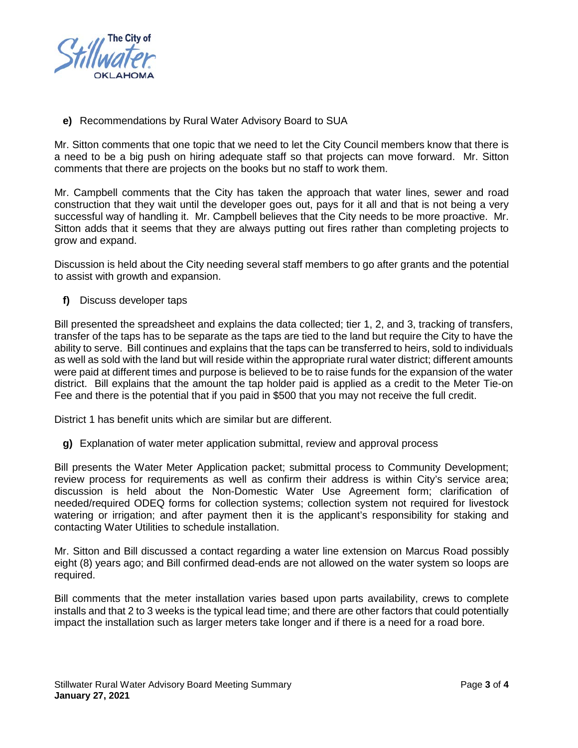**e)** Recommendations by Rural Water Advisory Board to SUA

Mr. Sitton comments that one topic that we need to let the City Council members know that there is a need to be a big push on hiring adequate staff so that projects can move forward. Mr. Sitton comments that there are projects on the books but no staff to work them.

Mr. Campbell comments that the City has taken the approach that water lines, sewer and road construction that they wait until the developer goes out, pays for it all and that is not being a very successful way of handling it. Mr. Campbell believes that the City needs to be more proactive. Mr. Sitton adds that it seems that they are always putting out fires rather than completing projects to grow and expand.

Discussion is held about the City needing several staff members to go after grants and the potential to assist with growth and expansion.

**f)** Discuss developer taps

Bill presented the spreadsheet and explains the data collected; tier 1, 2, and 3, tracking of transfers, transfer of the taps has to be separate as the taps are tied to the land but require the City to have the ability to serve. Bill continues and explains that the taps can be transferred to heirs, sold to individuals as well as sold with the land but will reside within the appropriate rural water district; different amounts were paid at different times and purpose is believed to be to raise funds for the expansion of the water district. Bill explains that the amount the tap holder paid is applied as a credit to the Meter Tie-on Fee and there is the potential that if you paid in $500 that you may not receive the full credit.

District 1 has benefit units which are similar but are different.

**g)** Explanation of water meter application submittal, review and approval process

Bill presents the Water Meter Application packet; submittal process to Community Development; review process for requirements as well as confirm their address is within City's service area; discussion is held about the Non-Domestic Water Use Agreement form; clarification of needed/required ODEQ forms for collection systems; collection system not required for livestock watering or irrigation; and after payment then it is the applicant's responsibility for staking and contacting Water Utilities to schedule installation.

Mr. Sitton and Bill discussed a contact regarding a water line extension on Marcus Road possibly eight (8) years ago; and Bill confirmed dead-ends are not allowed on the water system so loops are required.

Bill comments that the meter installation varies based upon parts availability, crews to complete installs and that 2 to 3 weeks is the typical lead time; and there are other factors that could potentially impact the installation such as larger meters take longer and if there is a need for a road bore.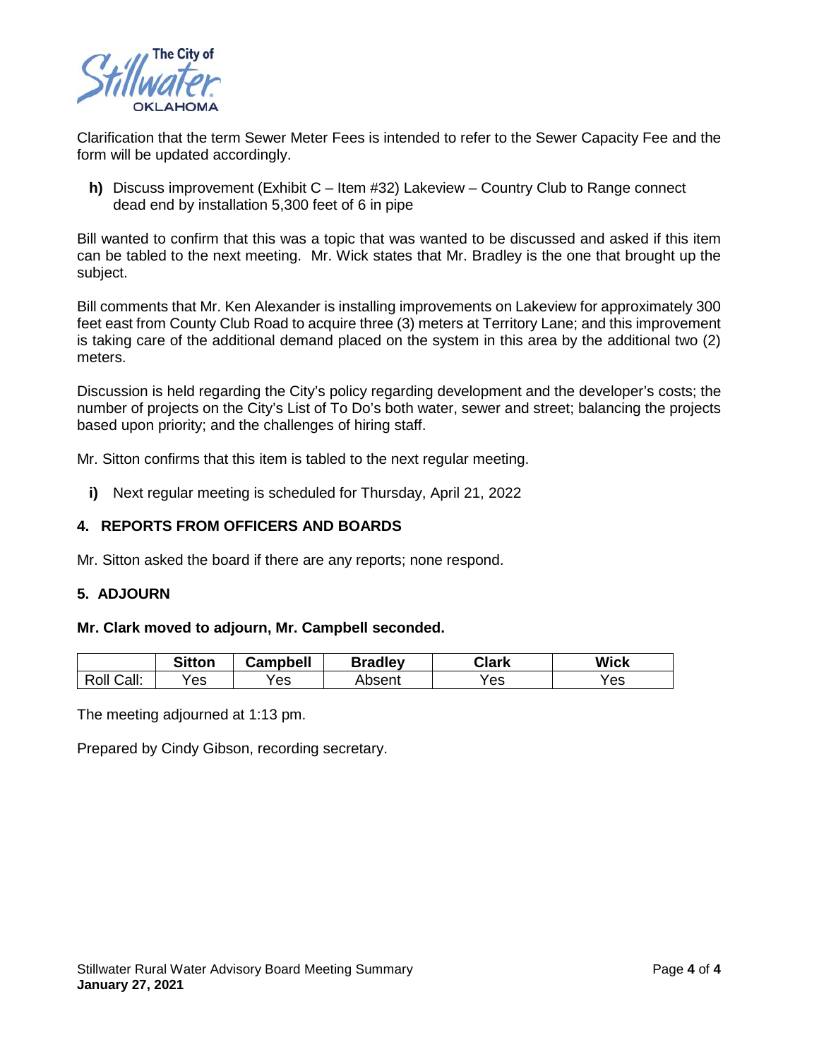Clarification that the term Sewer Meter Fees is intended to refer to the Sewer Capacity Fee and the form will be updated accordingly.

**h)** Discuss improvement (Exhibit C – Item #32) Lakeview – Country Club to Range connect dead end by installation 5,300 feet of 6 in pipe

Bill wanted to confirm that this was a topic that was wanted to be discussed and asked if this item can be tabled to the next meeting. Mr. Wick states that Mr. Bradley is the one that brought up the subject.

Bill comments that Mr. Ken Alexander is installing improvements on Lakeview for approximately 300 feet east from County Club Road to acquire three (3) meters at Territory Lane; and this improvement is taking care of the additional demand placed on the system in this area by the additional two (2) meters.

Discussion is held regarding the City's policy regarding development and the developer's costs; the number of projects on the City's List of To Do's both water, sewer and street; balancing the projects based upon priority; and the challenges of hiring staff.

Mr. Sitton confirms that this item is tabled to the next regular meeting.

**i)** Next regular meeting is scheduled for Thursday, April 21, 2022

## 4. REPORTS FROM OFFICERS AND BOARDS

Mr. Sitton asked the board if there are any reports; none respond.

## 5. ADJOURN

**Mr. Clark moved to adjourn, Mr. Campbell seconded.**

| | Sitton | Campbell | Bradley | Clark | Wick |
|---|---|---|---|---|---|
| Roll Call: | Yes | Yes | Absent | Yes | Yes |

The meeting adjourned at 1:13 pm.

Prepared by Cindy Gibson, recording secretary.